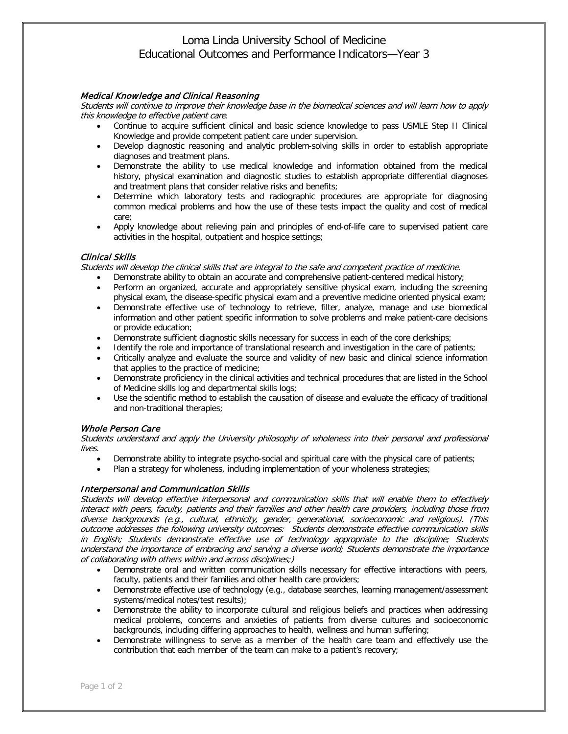# Loma Linda University School of Medicine
# Educational Outcomes and Performance Indicators—Year 3

### *Medical Knowledge and Clinical Reasoning*

*Students will continue to improve their knowledge base in the biomedical sciences and will learn how to apply this knowledge to effective patient care.*

- Continue to acquire sufficient clinical and basic science knowledge to pass USMLE Step II Clinical Knowledge and provide competent patient care under supervision.
- Develop diagnostic reasoning and analytic problem-solving skills in order to establish appropriate diagnoses and treatment plans.
- Demonstrate the ability to use medical knowledge and information obtained from the medical history, physical examination and diagnostic studies to establish appropriate differential diagnoses and treatment plans that consider relative risks and benefits;
- Determine which laboratory tests and radiographic procedures are appropriate for diagnosing common medical problems and how the use of these tests impact the quality and cost of medical care;
- Apply knowledge about relieving pain and principles of end-of-life care to supervised patient care activities in the hospital, outpatient and hospice settings;

### *Clinical Skills*

*Students will develop the clinical skills that are integral to the safe and competent practice of medicine.*

- Demonstrate ability to obtain an accurate and comprehensive patient-centered medical history;
- Perform an organized, accurate and appropriately sensitive physical exam, including the screening physical exam, the disease-specific physical exam and a preventive medicine oriented physical exam;
- Demonstrate effective use of technology to retrieve, filter, analyze, manage and use biomedical information and other patient specific information to solve problems and make patient-care decisions or provide education;
- Demonstrate sufficient diagnostic skills necessary for success in each of the core clerkships;
- Identify the role and importance of translational research and investigation in the care of patients;
- Critically analyze and evaluate the source and validity of new basic and clinical science information that applies to the practice of medicine;
- Demonstrate proficiency in the clinical activities and technical procedures that are listed in the School of Medicine skills log and departmental skills logs;
- Use the scientific method to establish the causation of disease and evaluate the efficacy of traditional and non-traditional therapies;

### *Whole Person Care*

*Students understand and apply the University philosophy of wholeness into their personal and professional lives.*

- Demonstrate ability to integrate psycho-social and spiritual care with the physical care of patients;
- Plan a strategy for wholeness, including implementation of your wholeness strategies;

### *Interpersonal and Communication Skills*

*Students will develop effective interpersonal and communication skills that will enable them to effectively interact with peers, faculty, patients and their families and other health care providers, including those from diverse backgrounds (e.g., cultural, ethnicity, gender, generational, socioeconomic and religious). (This outcome addresses the following university outcomes: Students demonstrate effective communication skills in English; Students demonstrate effective use of technology appropriate to the discipline; Students understand the importance of embracing and serving a diverse world; Students demonstrate the importance of collaborating with others within and across disciplines;)*

- Demonstrate oral and written communication skills necessary for effective interactions with peers, faculty, patients and their families and other health care providers;
- Demonstrate effective use of technology (e.g., database searches, learning management/assessment systems/medical notes/test results);
- Demonstrate the ability to incorporate cultural and religious beliefs and practices when addressing medical problems, concerns and anxieties of patients from diverse cultures and socioeconomic backgrounds, including differing approaches to health, wellness and human suffering;
- Demonstrate willingness to serve as a member of the health care team and effectively use the contribution that each member of the team can make to a patient's recovery;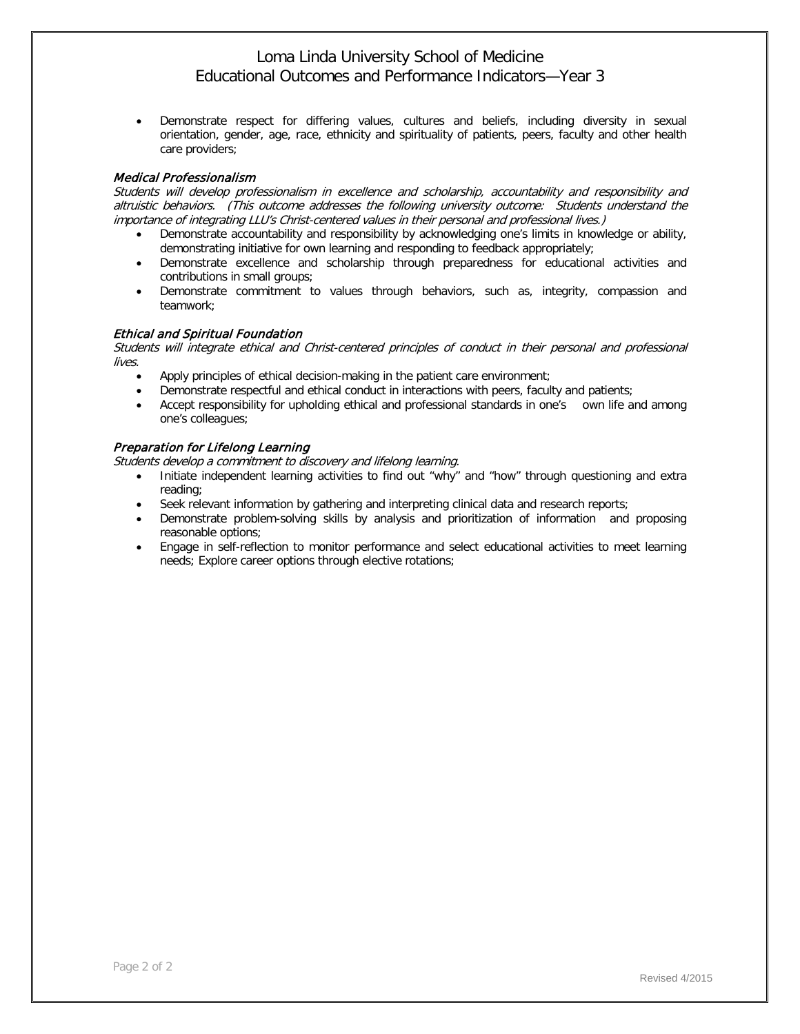# Loma Linda University School of Medicine
# Educational Outcomes and Performance Indicators—Year 3

- Demonstrate respect for differing values, cultures and beliefs, including diversity in sexual orientation, gender, age, race, ethnicity and spirituality of patients, peers, faculty and other health care providers;

### *Medical Professionalism*

*Students will develop professionalism in excellence and scholarship, accountability and responsibility and altruistic behaviors. (This outcome addresses the following university outcome: Students understand the importance of integrating LLU's Christ-centered values in their personal and professional lives.)*

- Demonstrate accountability and responsibility by acknowledging one's limits in knowledge or ability, demonstrating initiative for own learning and responding to feedback appropriately;
- Demonstrate excellence and scholarship through preparedness for educational activities and contributions in small groups;
- Demonstrate commitment to values through behaviors, such as, integrity, compassion and teamwork;

### *Ethical and Spiritual Foundation*

*Students will integrate ethical and Christ-centered principles of conduct in their personal and professional lives.*

- Apply principles of ethical decision-making in the patient care environment;
- Demonstrate respectful and ethical conduct in interactions with peers, faculty and patients;
- Accept responsibility for upholding ethical and professional standards in one's own life and among one's colleagues;

### *Preparation for Lifelong Learning*

*Students develop a commitment to discovery and lifelong learning.*

- Initiate independent learning activities to find out "why" and "how" through questioning and extra reading;
- Seek relevant information by gathering and interpreting clinical data and research reports;
- Demonstrate problem-solving skills by analysis and prioritization of information and proposing reasonable options;
- Engage in self-reflection to monitor performance and select educational activities to meet learning needs; Explore career options through elective rotations;

Revised 4/2015